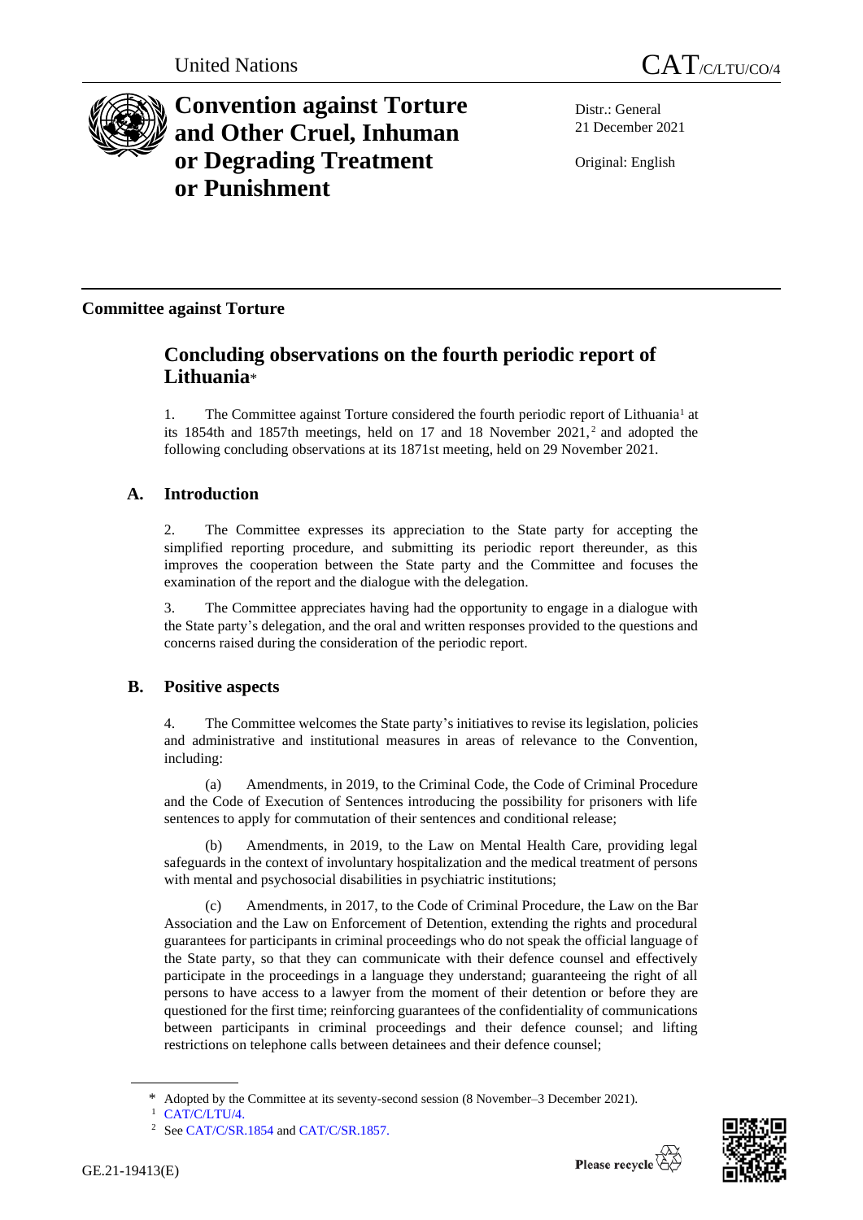United Nations

CAT/C/LTU/CO/4

# Convention against Torture and Other Cruel, Inhuman or Degrading Treatment or Punishment

Distr.: General
21 December 2021

Original: English

**Committee against Torture**

## Concluding observations on the fourth periodic report of Lithuania*

1. The Committee against Torture considered the fourth periodic report of Lithuania[1] at its 1854th and 1857th meetings, held on 17 and 18 November 2021,[2] and adopted the following concluding observations at its 1871st meeting, held on 29 November 2021.

## A. Introduction

2. The Committee expresses its appreciation to the State party for accepting the simplified reporting procedure, and submitting its periodic report thereunder, as this improves the cooperation between the State party and the Committee and focuses the examination of the report and the dialogue with the delegation.

3. The Committee appreciates having had the opportunity to engage in a dialogue with the State party's delegation, and the oral and written responses provided to the questions and concerns raised during the consideration of the periodic report.

## B. Positive aspects

4. The Committee welcomes the State party's initiatives to revise its legislation, policies and administrative and institutional measures in areas of relevance to the Convention, including:

(a) Amendments, in 2019, to the Criminal Code, the Code of Criminal Procedure and the Code of Execution of Sentences introducing the possibility for prisoners with life sentences to apply for commutation of their sentences and conditional release;

(b) Amendments, in 2019, to the Law on Mental Health Care, providing legal safeguards in the context of involuntary hospitalization and the medical treatment of persons with mental and psychosocial disabilities in psychiatric institutions;

(c) Amendments, in 2017, to the Code of Criminal Procedure, the Law on the Bar Association and the Law on Enforcement of Detention, extending the rights and procedural guarantees for participants in criminal proceedings who do not speak the official language of the State party, so that they can communicate with their defence counsel and effectively participate in the proceedings in a language they understand; guaranteeing the right of all persons to have access to a lawyer from the moment of their detention or before they are questioned for the first time; reinforcing guarantees of the confidentiality of communications between participants in criminal proceedings and their defence counsel; and lifting restrictions on telephone calls between detainees and their defence counsel;

---

\* Adopted by the Committee at its seventy-second session (8 November–3 December 2021).

[1] CAT/C/LTU/4.

[2] See CAT/C/SR.1854 and CAT/C/SR.1857.

GE.21-19413(E)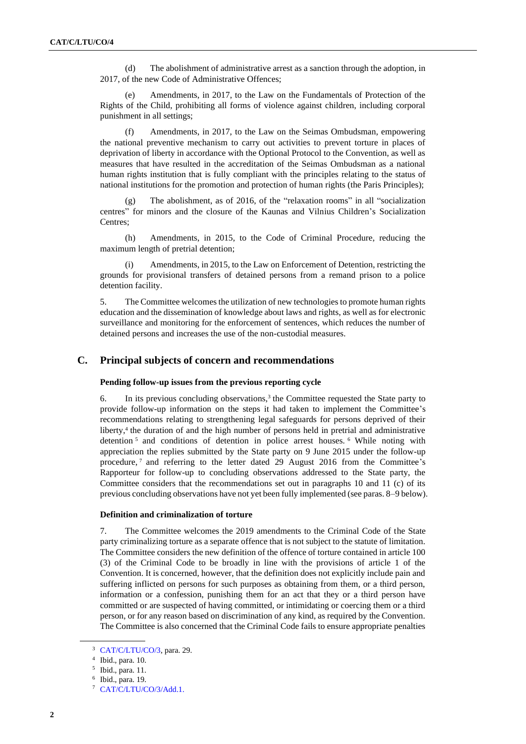(d) The abolishment of administrative arrest as a sanction through the adoption, in 2017, of the new Code of Administrative Offences;

(e) Amendments, in 2017, to the Law on the Fundamentals of Protection of the Rights of the Child, prohibiting all forms of violence against children, including corporal punishment in all settings;

(f) Amendments, in 2017, to the Law on the Seimas Ombudsman, empowering the national preventive mechanism to carry out activities to prevent torture in places of deprivation of liberty in accordance with the Optional Protocol to the Convention, as well as measures that have resulted in the accreditation of the Seimas Ombudsman as a national human rights institution that is fully compliant with the principles relating to the status of national institutions for the promotion and protection of human rights (the Paris Principles);

(g) The abolishment, as of 2016, of the "relaxation rooms" in all "socialization centres" for minors and the closure of the Kaunas and Vilnius Children's Socialization Centres;

(h) Amendments, in 2015, to the Code of Criminal Procedure, reducing the maximum length of pretrial detention;

(i) Amendments, in 2015, to the Law on Enforcement of Detention, restricting the grounds for provisional transfers of detained persons from a remand prison to a police detention facility.

5. The Committee welcomes the utilization of new technologies to promote human rights education and the dissemination of knowledge about laws and rights, as well as for electronic surveillance and monitoring for the enforcement of sentences, which reduces the number of detained persons and increases the use of the non-custodial measures.

## C. Principal subjects of concern and recommendations

### Pending follow-up issues from the previous reporting cycle

6. In its previous concluding observations,[3] the Committee requested the State party to provide follow-up information on the steps it had taken to implement the Committee's recommendations relating to strengthening legal safeguards for persons deprived of their liberty,[4] the duration of and the high number of persons held in pretrial and administrative detention [5] and conditions of detention in police arrest houses. [6] While noting with appreciation the replies submitted by the State party on 9 June 2015 under the follow-up procedure, [7] and referring to the letter dated 29 August 2016 from the Committee's Rapporteur for follow-up to concluding observations addressed to the State party, the Committee considers that the recommendations set out in paragraphs 10 and 11 (c) of its previous concluding observations have not yet been fully implemented (see paras. 8–9 below).

### Definition and criminalization of torture

7. The Committee welcomes the 2019 amendments to the Criminal Code of the State party criminalizing torture as a separate offence that is not subject to the statute of limitation. The Committee considers the new definition of the offence of torture contained in article 100 (3) of the Criminal Code to be broadly in line with the provisions of article 1 of the Convention. It is concerned, however, that the definition does not explicitly include pain and suffering inflicted on persons for such purposes as obtaining from them, or a third person, information or a confession, punishing them for an act that they or a third person have committed or are suspected of having committed, or intimidating or coercing them or a third person, or for any reason based on discrimination of any kind, as required by the Convention. The Committee is also concerned that the Criminal Code fails to ensure appropriate penalties

---

[3] CAT/C/LTU/CO/3, para. 29.

[4] Ibid., para. 10.

[5] Ibid., para. 11.

[6] Ibid., para. 19.

[7] CAT/C/LTU/CO/3/Add.1.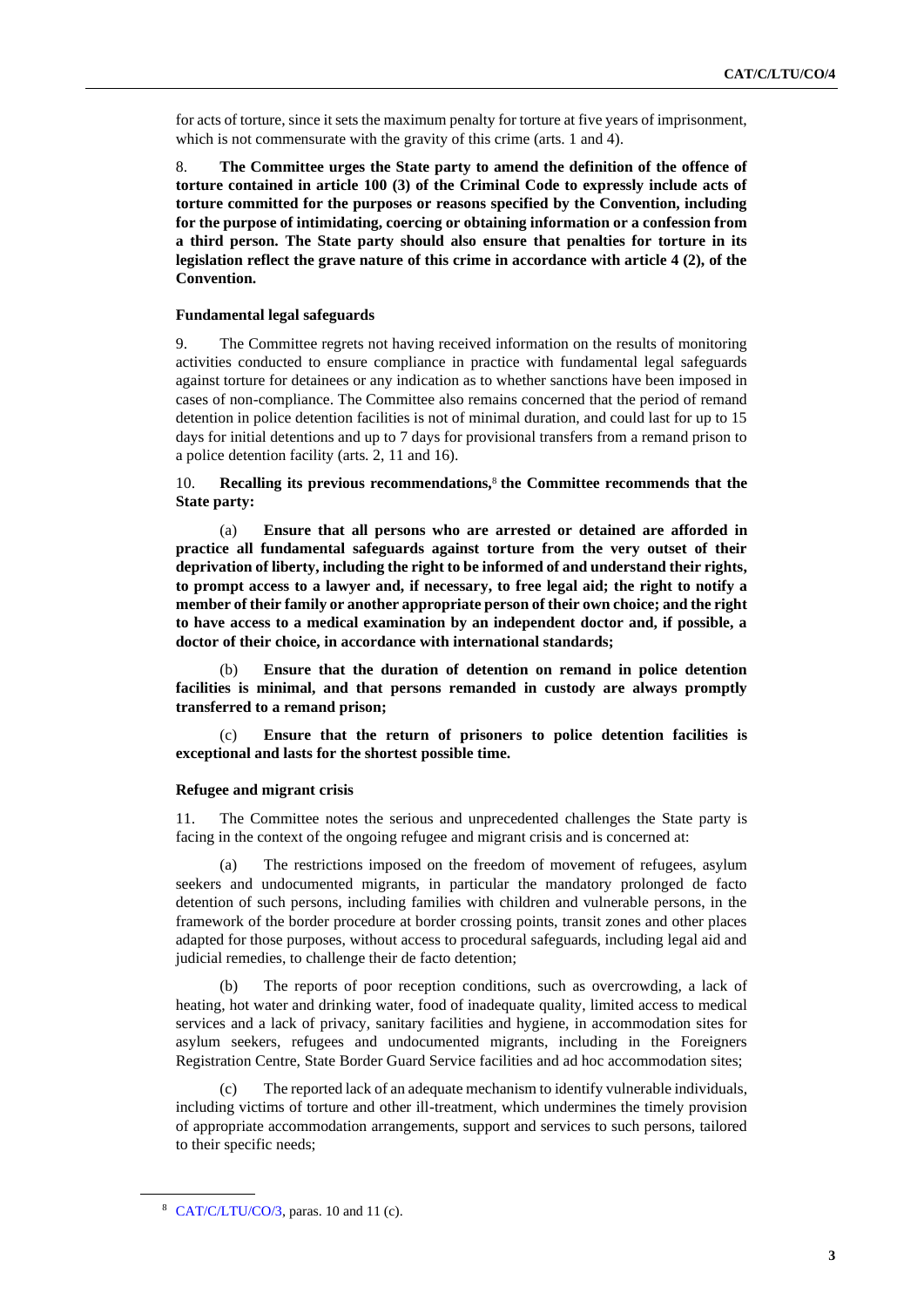for acts of torture, since it sets the maximum penalty for torture at five years of imprisonment, which is not commensurate with the gravity of this crime (arts. 1 and 4).

8. **The Committee urges the State party to amend the definition of the offence of torture contained in article 100 (3) of the Criminal Code to expressly include acts of torture committed for the purposes or reasons specified by the Convention, including for the purpose of intimidating, coercing or obtaining information or a confession from a third person. The State party should also ensure that penalties for torture in its legislation reflect the grave nature of this crime in accordance with article 4 (2), of the Convention.**

#### Fundamental legal safeguards

9. The Committee regrets not having received information on the results of monitoring activities conducted to ensure compliance in practice with fundamental legal safeguards against torture for detainees or any indication as to whether sanctions have been imposed in cases of non-compliance. The Committee also remains concerned that the period of remand detention in police detention facilities is not of minimal duration, and could last for up to 15 days for initial detentions and up to 7 days for provisional transfers from a remand prison to a police detention facility (arts. 2, 11 and 16).

10. **Recalling its previous recommendations,**[8] **the Committee recommends that the State party:**

(a) **Ensure that all persons who are arrested or detained are afforded in practice all fundamental safeguards against torture from the very outset of their deprivation of liberty, including the right to be informed of and understand their rights, to prompt access to a lawyer and, if necessary, to free legal aid; the right to notify a member of their family or another appropriate person of their own choice; and the right to have access to a medical examination by an independent doctor and, if possible, a doctor of their choice, in accordance with international standards;**

(b) **Ensure that the duration of detention on remand in police detention facilities is minimal, and that persons remanded in custody are always promptly transferred to a remand prison;**

(c) **Ensure that the return of prisoners to police detention facilities is exceptional and lasts for the shortest possible time.**

#### Refugee and migrant crisis

11. The Committee notes the serious and unprecedented challenges the State party is facing in the context of the ongoing refugee and migrant crisis and is concerned at:

(a) The restrictions imposed on the freedom of movement of refugees, asylum seekers and undocumented migrants, in particular the mandatory prolonged de facto detention of such persons, including families with children and vulnerable persons, in the framework of the border procedure at border crossing points, transit zones and other places adapted for those purposes, without access to procedural safeguards, including legal aid and judicial remedies, to challenge their de facto detention;

(b) The reports of poor reception conditions, such as overcrowding, a lack of heating, hot water and drinking water, food of inadequate quality, limited access to medical services and a lack of privacy, sanitary facilities and hygiene, in accommodation sites for asylum seekers, refugees and undocumented migrants, including in the Foreigners Registration Centre, State Border Guard Service facilities and ad hoc accommodation sites;

(c) The reported lack of an adequate mechanism to identify vulnerable individuals, including victims of torture and other ill-treatment, which undermines the timely provision of appropriate accommodation arrangements, support and services to such persons, tailored to their specific needs;

---

[8] CAT/C/LTU/CO/3, paras. 10 and 11 (c).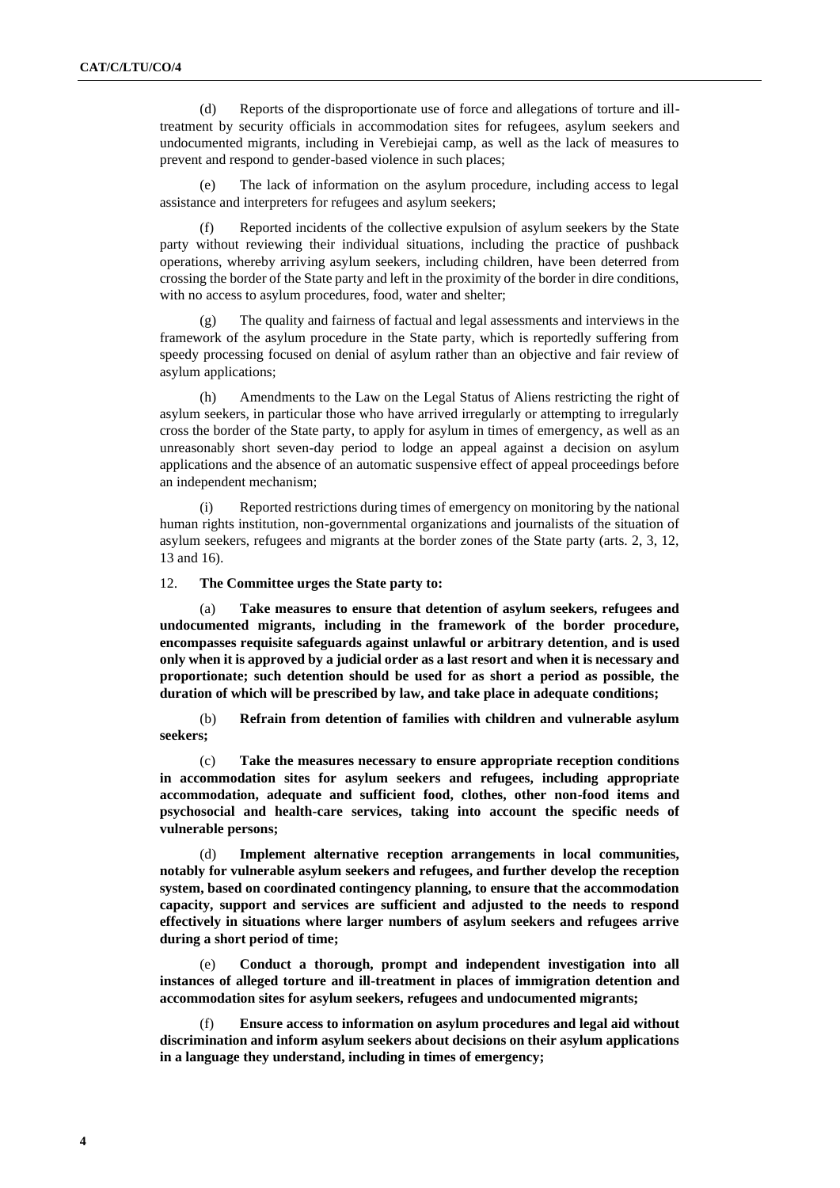(d) Reports of the disproportionate use of force and allegations of torture and ill-treatment by security officials in accommodation sites for refugees, asylum seekers and undocumented migrants, including in Verebiejai camp, as well as the lack of measures to prevent and respond to gender-based violence in such places;

(e) The lack of information on the asylum procedure, including access to legal assistance and interpreters for refugees and asylum seekers;

(f) Reported incidents of the collective expulsion of asylum seekers by the State party without reviewing their individual situations, including the practice of pushback operations, whereby arriving asylum seekers, including children, have been deterred from crossing the border of the State party and left in the proximity of the border in dire conditions, with no access to asylum procedures, food, water and shelter;

(g) The quality and fairness of factual and legal assessments and interviews in the framework of the asylum procedure in the State party, which is reportedly suffering from speedy processing focused on denial of asylum rather than an objective and fair review of asylum applications;

(h) Amendments to the Law on the Legal Status of Aliens restricting the right of asylum seekers, in particular those who have arrived irregularly or attempting to irregularly cross the border of the State party, to apply for asylum in times of emergency, as well as an unreasonably short seven-day period to lodge an appeal against a decision on asylum applications and the absence of an automatic suspensive effect of appeal proceedings before an independent mechanism;

(i) Reported restrictions during times of emergency on monitoring by the national human rights institution, non-governmental organizations and journalists of the situation of asylum seekers, refugees and migrants at the border zones of the State party (arts. 2, 3, 12, 13 and 16).

12. **The Committee urges the State party to:**

**(a) Take measures to ensure that detention of asylum seekers, refugees and undocumented migrants, including in the framework of the border procedure, encompasses requisite safeguards against unlawful or arbitrary detention, and is used only when it is approved by a judicial order as a last resort and when it is necessary and proportionate; such detention should be used for as short a period as possible, the duration of which will be prescribed by law, and take place in adequate conditions;**

**(b) Refrain from detention of families with children and vulnerable asylum seekers;**

**(c) Take the measures necessary to ensure appropriate reception conditions in accommodation sites for asylum seekers and refugees, including appropriate accommodation, adequate and sufficient food, clothes, other non-food items and psychosocial and health-care services, taking into account the specific needs of vulnerable persons;**

**(d) Implement alternative reception arrangements in local communities, notably for vulnerable asylum seekers and refugees, and further develop the reception system, based on coordinated contingency planning, to ensure that the accommodation capacity, support and services are sufficient and adjusted to the needs to respond effectively in situations where larger numbers of asylum seekers and refugees arrive during a short period of time;**

**(e) Conduct a thorough, prompt and independent investigation into all instances of alleged torture and ill-treatment in places of immigration detention and accommodation sites for asylum seekers, refugees and undocumented migrants;**

**(f) Ensure access to information on asylum procedures and legal aid without discrimination and inform asylum seekers about decisions on their asylum applications in a language they understand, including in times of emergency;**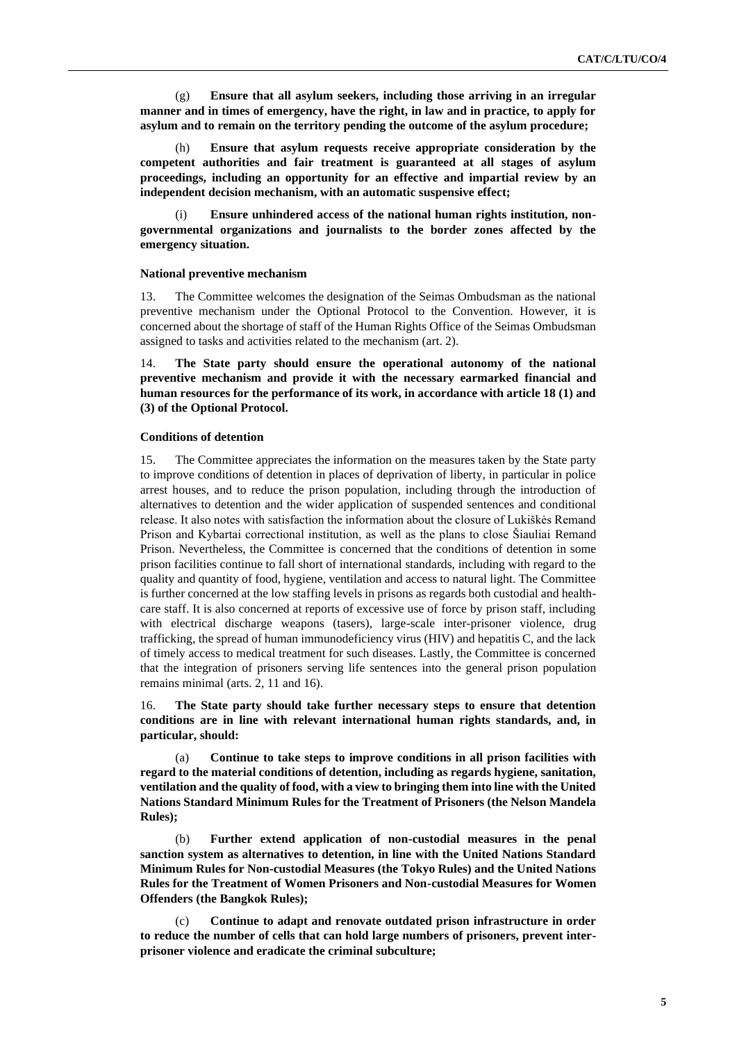(g) **Ensure that all asylum seekers, including those arriving in an irregular manner and in times of emergency, have the right, in law and in practice, to apply for asylum and to remain on the territory pending the outcome of the asylum procedure;**

(h) **Ensure that asylum requests receive appropriate consideration by the competent authorities and fair treatment is guaranteed at all stages of asylum proceedings, including an opportunity for an effective and impartial review by an independent decision mechanism, with an automatic suspensive effect;**

(i) **Ensure unhindered access of the national human rights institution, non-governmental organizations and journalists to the border zones affected by the emergency situation.**

#### National preventive mechanism

13. The Committee welcomes the designation of the Seimas Ombudsman as the national preventive mechanism under the Optional Protocol to the Convention. However, it is concerned about the shortage of staff of the Human Rights Office of the Seimas Ombudsman assigned to tasks and activities related to the mechanism (art. 2).

14. **The State party should ensure the operational autonomy of the national preventive mechanism and provide it with the necessary earmarked financial and human resources for the performance of its work, in accordance with article 18 (1) and (3) of the Optional Protocol.**

#### Conditions of detention

15. The Committee appreciates the information on the measures taken by the State party to improve conditions of detention in places of deprivation of liberty, in particular in police arrest houses, and to reduce the prison population, including through the introduction of alternatives to detention and the wider application of suspended sentences and conditional release. It also notes with satisfaction the information about the closure of Lukiškės Remand Prison and Kybartai correctional institution, as well as the plans to close Šiauliai Remand Prison. Nevertheless, the Committee is concerned that the conditions of detention in some prison facilities continue to fall short of international standards, including with regard to the quality and quantity of food, hygiene, ventilation and access to natural light. The Committee is further concerned at the low staffing levels in prisons as regards both custodial and health-care staff. It is also concerned at reports of excessive use of force by prison staff, including with electrical discharge weapons (tasers), large-scale inter-prisoner violence, drug trafficking, the spread of human immunodeficiency virus (HIV) and hepatitis C, and the lack of timely access to medical treatment for such diseases. Lastly, the Committee is concerned that the integration of prisoners serving life sentences into the general prison population remains minimal (arts. 2, 11 and 16).

16. **The State party should take further necessary steps to ensure that detention conditions are in line with relevant international human rights standards, and, in particular, should:**

(a) **Continue to take steps to improve conditions in all prison facilities with regard to the material conditions of detention, including as regards hygiene, sanitation, ventilation and the quality of food, with a view to bringing them into line with the United Nations Standard Minimum Rules for the Treatment of Prisoners (the Nelson Mandela Rules);**

(b) **Further extend application of non-custodial measures in the penal sanction system as alternatives to detention, in line with the United Nations Standard Minimum Rules for Non-custodial Measures (the Tokyo Rules) and the United Nations Rules for the Treatment of Women Prisoners and Non-custodial Measures for Women Offenders (the Bangkok Rules);**

(c) **Continue to adapt and renovate outdated prison infrastructure in order to reduce the number of cells that can hold large numbers of prisoners, prevent inter-prisoner violence and eradicate the criminal subculture;**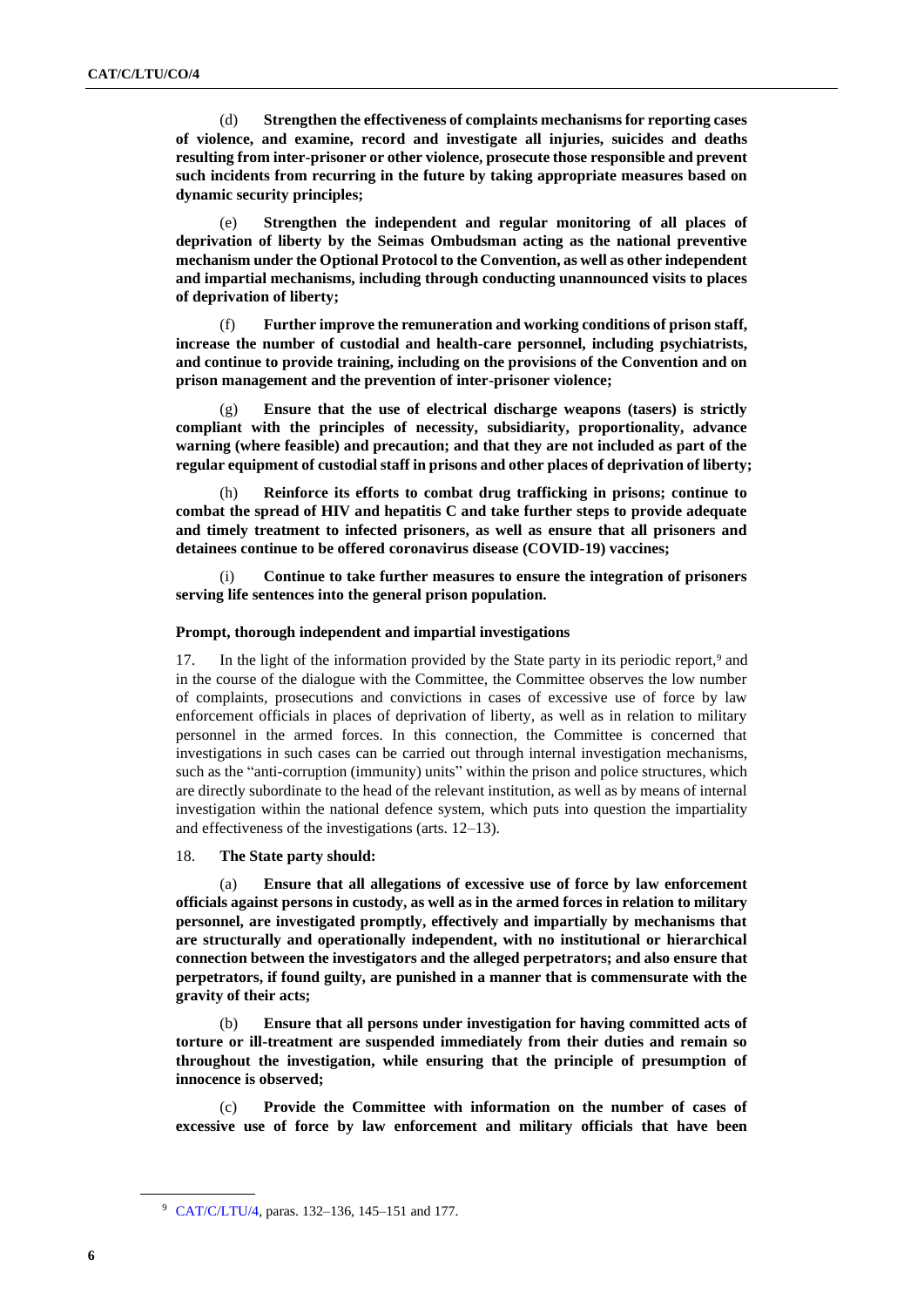(d) **Strengthen the effectiveness of complaints mechanisms for reporting cases of violence, and examine, record and investigate all injuries, suicides and deaths resulting from inter-prisoner or other violence, prosecute those responsible and prevent such incidents from recurring in the future by taking appropriate measures based on dynamic security principles;**

(e) **Strengthen the independent and regular monitoring of all places of deprivation of liberty by the Seimas Ombudsman acting as the national preventive mechanism under the Optional Protocol to the Convention, as well as other independent and impartial mechanisms, including through conducting unannounced visits to places of deprivation of liberty;**

(f) **Further improve the remuneration and working conditions of prison staff, increase the number of custodial and health-care personnel, including psychiatrists, and continue to provide training, including on the provisions of the Convention and on prison management and the prevention of inter-prisoner violence;**

(g) **Ensure that the use of electrical discharge weapons (tasers) is strictly compliant with the principles of necessity, subsidiarity, proportionality, advance warning (where feasible) and precaution; and that they are not included as part of the regular equipment of custodial staff in prisons and other places of deprivation of liberty;**

(h) **Reinforce its efforts to combat drug trafficking in prisons; continue to combat the spread of HIV and hepatitis C and take further steps to provide adequate and timely treatment to infected prisoners, as well as ensure that all prisoners and detainees continue to be offered coronavirus disease (COVID-19) vaccines;**

(i) **Continue to take further measures to ensure the integration of prisoners serving life sentences into the general prison population.**

### Prompt, thorough independent and impartial investigations

17. In the light of the information provided by the State party in its periodic report,[9] and in the course of the dialogue with the Committee, the Committee observes the low number of complaints, prosecutions and convictions in cases of excessive use of force by law enforcement officials in places of deprivation of liberty, as well as in relation to military personnel in the armed forces. In this connection, the Committee is concerned that investigations in such cases can be carried out through internal investigation mechanisms, such as the "anti-corruption (immunity) units" within the prison and police structures, which are directly subordinate to the head of the relevant institution, as well as by means of internal investigation within the national defence system, which puts into question the impartiality and effectiveness of the investigations (arts. 12–13).

18. **The State party should:**

(a) **Ensure that all allegations of excessive use of force by law enforcement officials against persons in custody, as well as in the armed forces in relation to military personnel, are investigated promptly, effectively and impartially by mechanisms that are structurally and operationally independent, with no institutional or hierarchical connection between the investigators and the alleged perpetrators; and also ensure that perpetrators, if found guilty, are punished in a manner that is commensurate with the gravity of their acts;**

(b) **Ensure that all persons under investigation for having committed acts of torture or ill-treatment are suspended immediately from their duties and remain so throughout the investigation, while ensuring that the principle of presumption of innocence is observed;**

(c) **Provide the Committee with information on the number of cases of excessive use of force by law enforcement and military officials that have been**

---

[9] CAT/C/LTU/4, paras. 132–136, 145–151 and 177.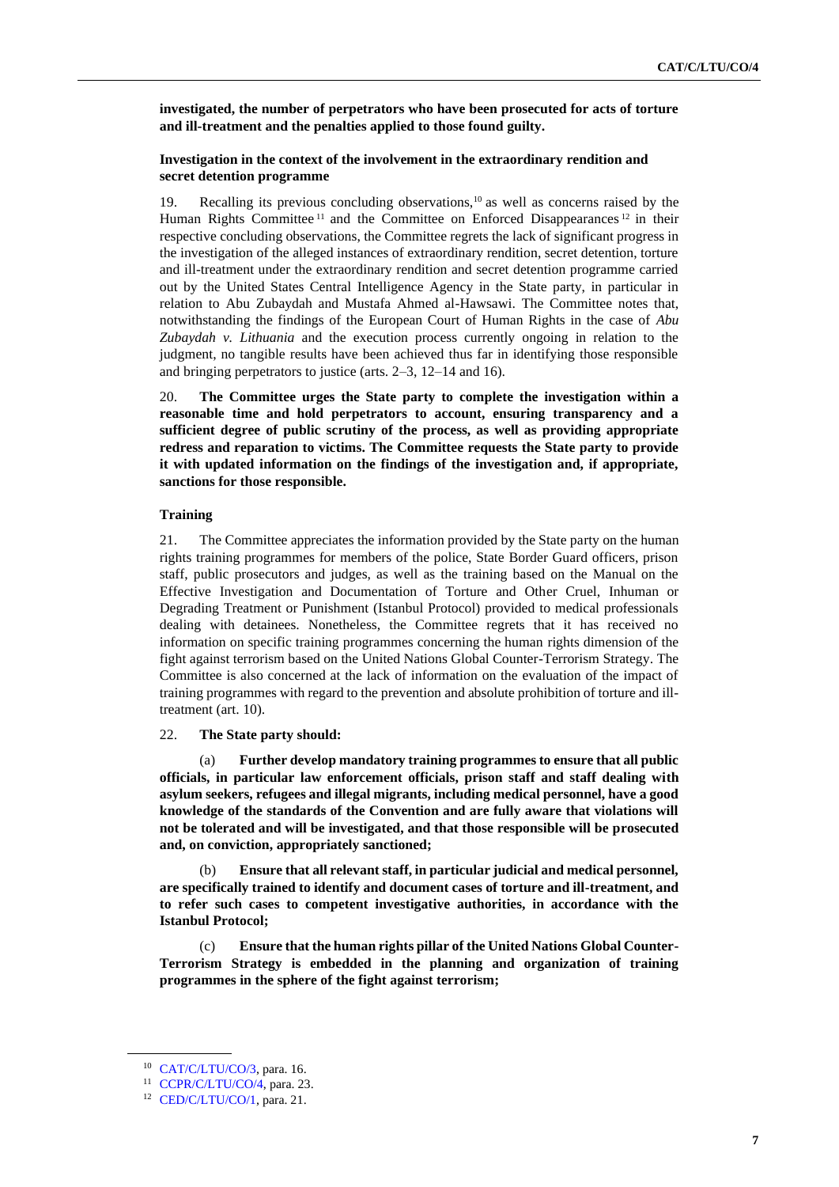**investigated, the number of perpetrators who have been prosecuted for acts of torture and ill-treatment and the penalties applied to those found guilty.**

### Investigation in the context of the involvement in the extraordinary rendition and secret detention programme

19. Recalling its previous concluding observations,[10] as well as concerns raised by the Human Rights Committee[11] and the Committee on Enforced Disappearances[12] in their respective concluding observations, the Committee regrets the lack of significant progress in the investigation of the alleged instances of extraordinary rendition, secret detention, torture and ill-treatment under the extraordinary rendition and secret detention programme carried out by the United States Central Intelligence Agency in the State party, in particular in relation to Abu Zubaydah and Mustafa Ahmed al-Hawsawi. The Committee notes that, notwithstanding the findings of the European Court of Human Rights in the case of *Abu Zubaydah v. Lithuania* and the execution process currently ongoing in relation to the judgment, no tangible results have been achieved thus far in identifying those responsible and bringing perpetrators to justice (arts. 2–3, 12–14 and 16).

20. **The Committee urges the State party to complete the investigation within a reasonable time and hold perpetrators to account, ensuring transparency and a sufficient degree of public scrutiny of the process, as well as providing appropriate redress and reparation to victims. The Committee requests the State party to provide it with updated information on the findings of the investigation and, if appropriate, sanctions for those responsible.**

### Training

21. The Committee appreciates the information provided by the State party on the human rights training programmes for members of the police, State Border Guard officers, prison staff, public prosecutors and judges, as well as the training based on the Manual on the Effective Investigation and Documentation of Torture and Other Cruel, Inhuman or Degrading Treatment or Punishment (Istanbul Protocol) provided to medical professionals dealing with detainees. Nonetheless, the Committee regrets that it has received no information on specific training programmes concerning the human rights dimension of the fight against terrorism based on the United Nations Global Counter-Terrorism Strategy. The Committee is also concerned at the lack of information on the evaluation of the impact of training programmes with regard to the prevention and absolute prohibition of torture and ill-treatment (art. 10).

22. **The State party should:**

(a) **Further develop mandatory training programmes to ensure that all public officials, in particular law enforcement officials, prison staff and staff dealing with asylum seekers, refugees and illegal migrants, including medical personnel, have a good knowledge of the standards of the Convention and are fully aware that violations will not be tolerated and will be investigated, and that those responsible will be prosecuted and, on conviction, appropriately sanctioned;**

(b) **Ensure that all relevant staff, in particular judicial and medical personnel, are specifically trained to identify and document cases of torture and ill-treatment, and to refer such cases to competent investigative authorities, in accordance with the Istanbul Protocol;**

(c) **Ensure that the human rights pillar of the United Nations Global Counter-Terrorism Strategy is embedded in the planning and organization of training programmes in the sphere of the fight against terrorism;**

---

[10] CAT/C/LTU/CO/3, para. 16.

[11] CCPR/C/LTU/CO/4, para. 23.

[12] CED/C/LTU/CO/1, para. 21.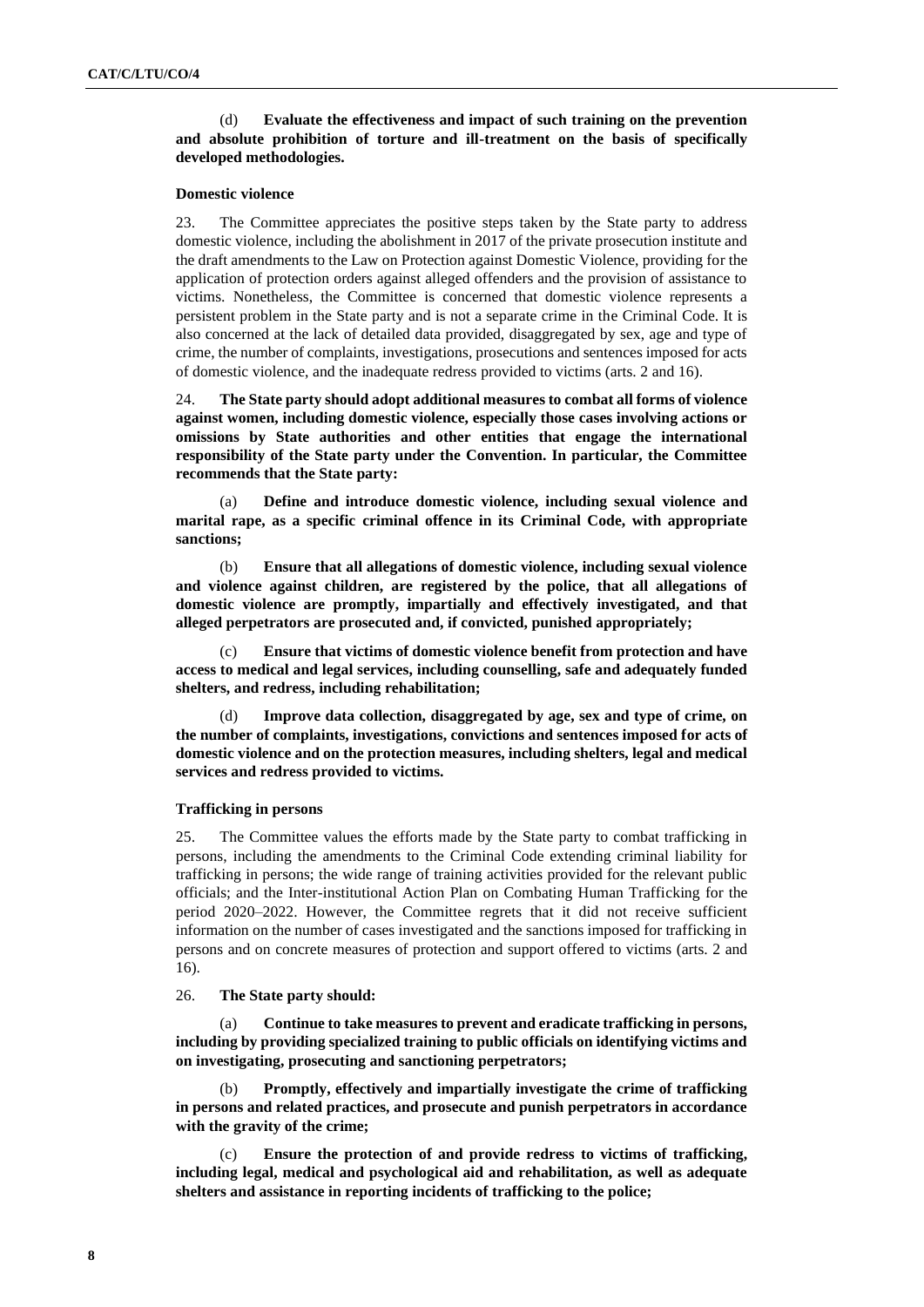(d) **Evaluate the effectiveness and impact of such training on the prevention and absolute prohibition of torture and ill-treatment on the basis of specifically developed methodologies.**

### Domestic violence

23. The Committee appreciates the positive steps taken by the State party to address domestic violence, including the abolishment in 2017 of the private prosecution institute and the draft amendments to the Law on Protection against Domestic Violence, providing for the application of protection orders against alleged offenders and the provision of assistance to victims. Nonetheless, the Committee is concerned that domestic violence represents a persistent problem in the State party and is not a separate crime in the Criminal Code. It is also concerned at the lack of detailed data provided, disaggregated by sex, age and type of crime, the number of complaints, investigations, prosecutions and sentences imposed for acts of domestic violence, and the inadequate redress provided to victims (arts. 2 and 16).

24. **The State party should adopt additional measures to combat all forms of violence against women, including domestic violence, especially those cases involving actions or omissions by State authorities and other entities that engage the international responsibility of the State party under the Convention. In particular, the Committee recommends that the State party:**

(a) **Define and introduce domestic violence, including sexual violence and marital rape, as a specific criminal offence in its Criminal Code, with appropriate sanctions;**

(b) **Ensure that all allegations of domestic violence, including sexual violence and violence against children, are registered by the police, that all allegations of domestic violence are promptly, impartially and effectively investigated, and that alleged perpetrators are prosecuted and, if convicted, punished appropriately;**

(c) **Ensure that victims of domestic violence benefit from protection and have access to medical and legal services, including counselling, safe and adequately funded shelters, and redress, including rehabilitation;**

(d) **Improve data collection, disaggregated by age, sex and type of crime, on the number of complaints, investigations, convictions and sentences imposed for acts of domestic violence and on the protection measures, including shelters, legal and medical services and redress provided to victims.**

### Trafficking in persons

25. The Committee values the efforts made by the State party to combat trafficking in persons, including the amendments to the Criminal Code extending criminal liability for trafficking in persons; the wide range of training activities provided for the relevant public officials; and the Inter-institutional Action Plan on Combating Human Trafficking for the period 2020–2022. However, the Committee regrets that it did not receive sufficient information on the number of cases investigated and the sanctions imposed for trafficking in persons and on concrete measures of protection and support offered to victims (arts. 2 and 16).

26. **The State party should:**

(a) **Continue to take measures to prevent and eradicate trafficking in persons, including by providing specialized training to public officials on identifying victims and on investigating, prosecuting and sanctioning perpetrators;**

(b) **Promptly, effectively and impartially investigate the crime of trafficking in persons and related practices, and prosecute and punish perpetrators in accordance with the gravity of the crime;**

(c) **Ensure the protection of and provide redress to victims of trafficking, including legal, medical and psychological aid and rehabilitation, as well as adequate shelters and assistance in reporting incidents of trafficking to the police;**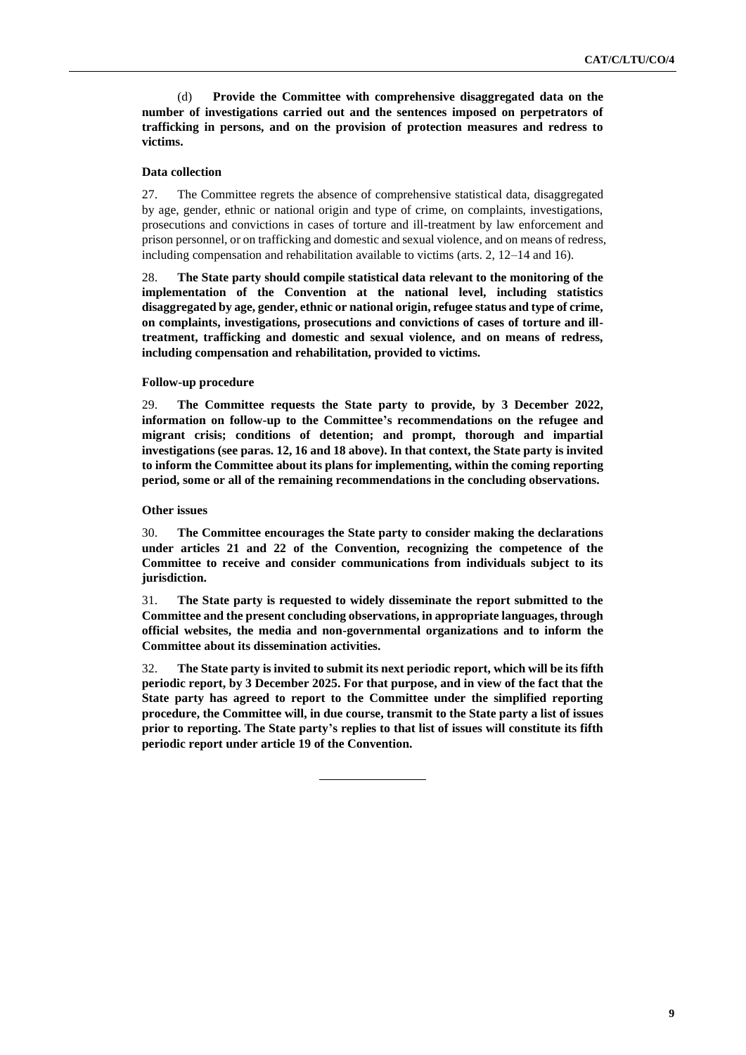(d) **Provide the Committee with comprehensive disaggregated data on the number of investigations carried out and the sentences imposed on perpetrators of trafficking in persons, and on the provision of protection measures and redress to victims.**

### Data collection

27. The Committee regrets the absence of comprehensive statistical data, disaggregated by age, gender, ethnic or national origin and type of crime, on complaints, investigations, prosecutions and convictions in cases of torture and ill-treatment by law enforcement and prison personnel, or on trafficking and domestic and sexual violence, and on means of redress, including compensation and rehabilitation available to victims (arts. 2, 12–14 and 16).

28. **The State party should compile statistical data relevant to the monitoring of the implementation of the Convention at the national level, including statistics disaggregated by age, gender, ethnic or national origin, refugee status and type of crime, on complaints, investigations, prosecutions and convictions of cases of torture and ill-treatment, trafficking and domestic and sexual violence, and on means of redress, including compensation and rehabilitation, provided to victims.**

### Follow-up procedure

29. **The Committee requests the State party to provide, by 3 December 2022, information on follow-up to the Committee's recommendations on the refugee and migrant crisis; conditions of detention; and prompt, thorough and impartial investigations (see paras. 12, 16 and 18 above). In that context, the State party is invited to inform the Committee about its plans for implementing, within the coming reporting period, some or all of the remaining recommendations in the concluding observations.**

### Other issues

30. **The Committee encourages the State party to consider making the declarations under articles 21 and 22 of the Convention, recognizing the competence of the Committee to receive and consider communications from individuals subject to its jurisdiction.**

31. **The State party is requested to widely disseminate the report submitted to the Committee and the present concluding observations, in appropriate languages, through official websites, the media and non-governmental organizations and to inform the Committee about its dissemination activities.**

32. **The State party is invited to submit its next periodic report, which will be its fifth periodic report, by 3 December 2025. For that purpose, and in view of the fact that the State party has agreed to report to the Committee under the simplified reporting procedure, the Committee will, in due course, transmit to the State party a list of issues prior to reporting. The State party's replies to that list of issues will constitute its fifth periodic report under article 19 of the Convention.**